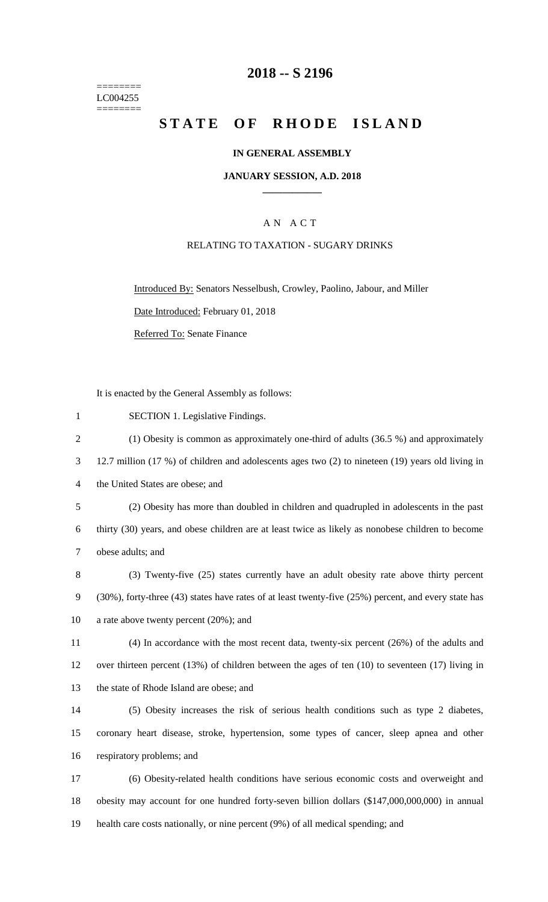========
LC004255
========

# 2018 -- S 2196

# STATE OF RHODE ISLAND

**IN GENERAL ASSEMBLY**

**JANUARY SESSION, A.D. 2018**

A N A C T

RELATING TO TAXATION - SUGARY DRINKS

Introduced By: Senators Nesselbush, Crowley, Paolino, Jabour, and Miller

Date Introduced: February 01, 2018

Referred To: Senate Finance

It is enacted by the General Assembly as follows:

SECTION 1. Legislative Findings.

(1) Obesity is common as approximately one-third of adults (36.5 %) and approximately 12.7 million (17 %) of children and adolescents ages two (2) to nineteen (19) years old living in the United States are obese; and

(2) Obesity has more than doubled in children and quadrupled in adolescents in the past thirty (30) years, and obese children are at least twice as likely as nonobese children to become obese adults; and

(3) Twenty-five (25) states currently have an adult obesity rate above thirty percent (30%), forty-three (43) states have rates of at least twenty-five (25%) percent, and every state has a rate above twenty percent (20%); and

(4) In accordance with the most recent data, twenty-six percent (26%) of the adults and over thirteen percent (13%) of children between the ages of ten (10) to seventeen (17) living in the state of Rhode Island are obese; and

(5) Obesity increases the risk of serious health conditions such as type 2 diabetes, coronary heart disease, stroke, hypertension, some types of cancer, sleep apnea and other respiratory problems; and

(6) Obesity-related health conditions have serious economic costs and overweight and obesity may account for one hundred forty-seven billion dollars ($147,000,000,000) in annual health care costs nationally, or nine percent (9%) of all medical spending; and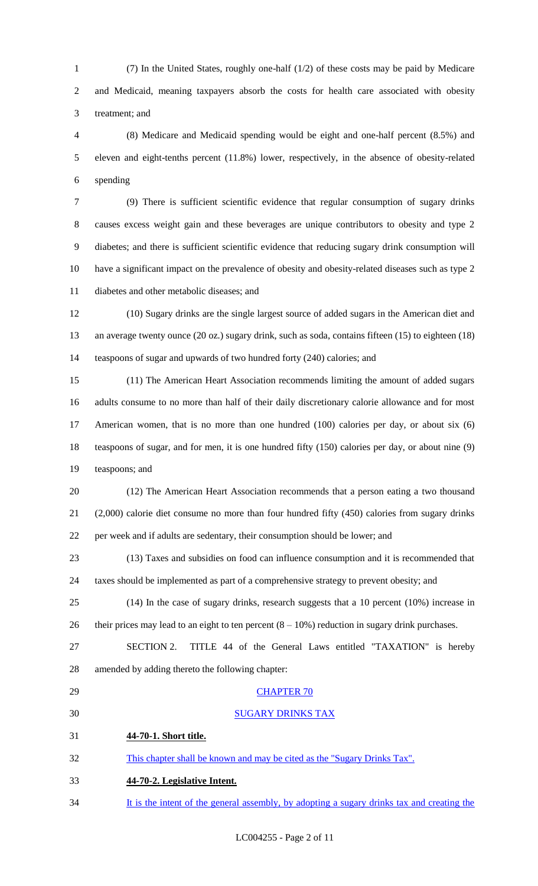(7) In the United States, roughly one-half (1/2) of these costs may be paid by Medicare and Medicaid, meaning taxpayers absorb the costs for health care associated with obesity treatment; and

(8) Medicare and Medicaid spending would be eight and one-half percent (8.5%) and eleven and eight-tenths percent (11.8%) lower, respectively, in the absence of obesity-related spending

(9) There is sufficient scientific evidence that regular consumption of sugary drinks causes excess weight gain and these beverages are unique contributors to obesity and type 2 diabetes; and there is sufficient scientific evidence that reducing sugary drink consumption will have a significant impact on the prevalence of obesity and obesity-related diseases such as type 2 diabetes and other metabolic diseases; and

(10) Sugary drinks are the single largest source of added sugars in the American diet and an average twenty ounce (20 oz.) sugary drink, such as soda, contains fifteen (15) to eighteen (18) teaspoons of sugar and upwards of two hundred forty (240) calories; and

(11) The American Heart Association recommends limiting the amount of added sugars adults consume to no more than half of their daily discretionary calorie allowance and for most American women, that is no more than one hundred (100) calories per day, or about six (6) teaspoons of sugar, and for men, it is one hundred fifty (150) calories per day, or about nine (9) teaspoons; and

(12) The American Heart Association recommends that a person eating a two thousand (2,000) calorie diet consume no more than four hundred fifty (450) calories from sugary drinks per week and if adults are sedentary, their consumption should be lower; and

(13) Taxes and subsidies on food can influence consumption and it is recommended that taxes should be implemented as part of a comprehensive strategy to prevent obesity; and

(14) In the case of sugary drinks, research suggests that a 10 percent (10%) increase in their prices may lead to an eight to ten percent (8 – 10%) reduction in sugary drink purchases.

SECTION 2. TITLE 44 of the General Laws entitled "TAXATION" is hereby amended by adding thereto the following chapter:

CHAPTER 70

SUGARY DRINKS TAX

**44-70-1. Short title.**

This chapter shall be known and may be cited as the "Sugary Drinks Tax".

**44-70-2. Legislative Intent.**

It is the intent of the general assembly, by adopting a sugary drinks tax and creating the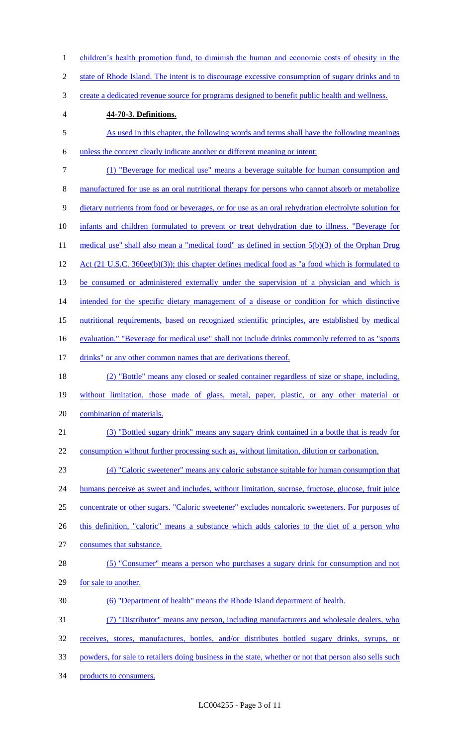children's health promotion fund, to diminish the human and economic costs of obesity in the state of Rhode Island. The intent is to discourage excessive consumption of sugary drinks and to create a dedicated revenue source for programs designed to benefit public health and wellness.

**44-70-3. Definitions.**

As used in this chapter, the following words and terms shall have the following meanings unless the context clearly indicate another or different meaning or intent:

(1) "Beverage for medical use" means a beverage suitable for human consumption and manufactured for use as an oral nutritional therapy for persons who cannot absorb or metabolize dietary nutrients from food or beverages, or for use as an oral rehydration electrolyte solution for infants and children formulated to prevent or treat dehydration due to illness. "Beverage for medical use" shall also mean a "medical food" as defined in section 5(b)(3) of the Orphan Drug Act (21 U.S.C. 360ee(b)(3)); this chapter defines medical food as "a food which is formulated to be consumed or administered externally under the supervision of a physician and which is intended for the specific dietary management of a disease or condition for which distinctive nutritional requirements, based on recognized scientific principles, are established by medical evaluation." "Beverage for medical use" shall not include drinks commonly referred to as "sports drinks" or any other common names that are derivations thereof.

(2) "Bottle" means any closed or sealed container regardless of size or shape, including, without limitation, those made of glass, metal, paper, plastic, or any other material or combination of materials.

(3) "Bottled sugary drink" means any sugary drink contained in a bottle that is ready for consumption without further processing such as, without limitation, dilution or carbonation.

(4) "Caloric sweetener" means any caloric substance suitable for human consumption that humans perceive as sweet and includes, without limitation, sucrose, fructose, glucose, fruit juice concentrate or other sugars. "Caloric sweetener" excludes noncaloric sweeteners. For purposes of this definition, "caloric" means a substance which adds calories to the diet of a person who consumes that substance.

(5) "Consumer" means a person who purchases a sugary drink for consumption and not for sale to another.

(6) "Department of health" means the Rhode Island department of health.

(7) "Distributor" means any person, including manufacturers and wholesale dealers, who receives, stores, manufactures, bottles, and/or distributes bottled sugary drinks, syrups, or powders, for sale to retailers doing business in the state, whether or not that person also sells such products to consumers.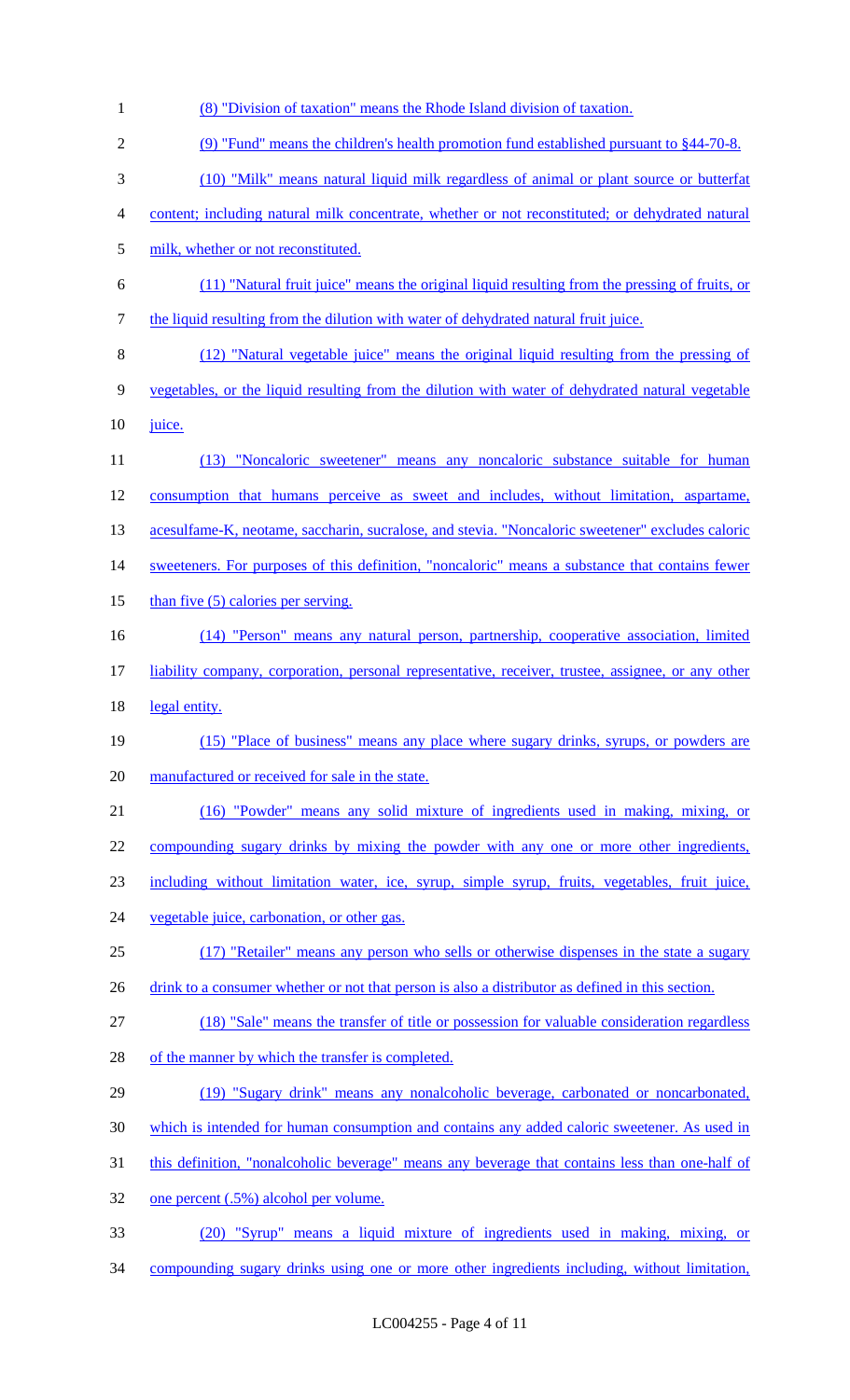(8) "Division of taxation" means the Rhode Island division of taxation.

(9) "Fund" means the children's health promotion fund established pursuant to §44-70-8.

(10) "Milk" means natural liquid milk regardless of animal or plant source or butterfat content; including natural milk concentrate, whether or not reconstituted; or dehydrated natural milk, whether or not reconstituted.

(11) "Natural fruit juice" means the original liquid resulting from the pressing of fruits, or the liquid resulting from the dilution with water of dehydrated natural fruit juice.

(12) "Natural vegetable juice" means the original liquid resulting from the pressing of vegetables, or the liquid resulting from the dilution with water of dehydrated natural vegetable juice.

(13) "Noncaloric sweetener" means any noncaloric substance suitable for human consumption that humans perceive as sweet and includes, without limitation, aspartame, acesulfame-K, neotame, saccharin, sucralose, and stevia. "Noncaloric sweetener" excludes caloric sweeteners. For purposes of this definition, "noncaloric" means a substance that contains fewer than five (5) calories per serving.

(14) "Person" means any natural person, partnership, cooperative association, limited liability company, corporation, personal representative, receiver, trustee, assignee, or any other legal entity.

(15) "Place of business" means any place where sugary drinks, syrups, or powders are manufactured or received for sale in the state.

(16) "Powder" means any solid mixture of ingredients used in making, mixing, or compounding sugary drinks by mixing the powder with any one or more other ingredients, including without limitation water, ice, syrup, simple syrup, fruits, vegetables, fruit juice, vegetable juice, carbonation, or other gas.

(17) "Retailer" means any person who sells or otherwise dispenses in the state a sugary drink to a consumer whether or not that person is also a distributor as defined in this section.

(18) "Sale" means the transfer of title or possession for valuable consideration regardless of the manner by which the transfer is completed.

(19) "Sugary drink" means any nonalcoholic beverage, carbonated or noncarbonated, which is intended for human consumption and contains any added caloric sweetener. As used in this definition, "nonalcoholic beverage" means any beverage that contains less than one-half of one percent (.5%) alcohol per volume.

(20) "Syrup" means a liquid mixture of ingredients used in making, mixing, or compounding sugary drinks using one or more other ingredients including, without limitation,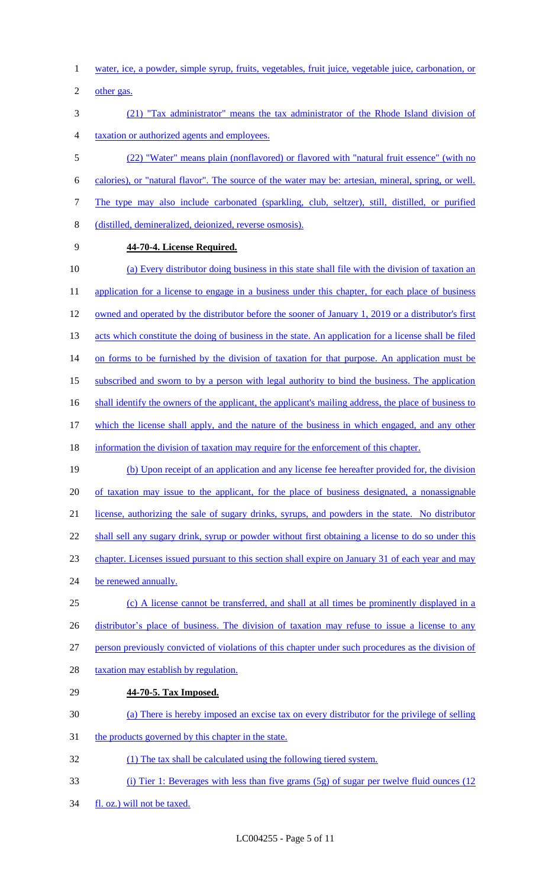water, ice, a powder, simple syrup, fruits, vegetables, fruit juice, vegetable juice, carbonation, or other gas.

(21) "Tax administrator" means the tax administrator of the Rhode Island division of taxation or authorized agents and employees.

(22) "Water" means plain (nonflavored) or flavored with "natural fruit essence" (with no calories), or "natural flavor". The source of the water may be: artesian, mineral, spring, or well. The type may also include carbonated (sparkling, club, seltzer), still, distilled, or purified (distilled, demineralized, deionized, reverse osmosis).

**44-70-4. License Required.**

(a) Every distributor doing business in this state shall file with the division of taxation an application for a license to engage in a business under this chapter, for each place of business owned and operated by the distributor before the sooner of January 1, 2019 or a distributor's first acts which constitute the doing of business in the state. An application for a license shall be filed on forms to be furnished by the division of taxation for that purpose. An application must be subscribed and sworn to by a person with legal authority to bind the business. The application shall identify the owners of the applicant, the applicant's mailing address, the place of business to which the license shall apply, and the nature of the business in which engaged, and any other information the division of taxation may require for the enforcement of this chapter.

(b) Upon receipt of an application and any license fee hereafter provided for, the division of taxation may issue to the applicant, for the place of business designated, a nonassignable license, authorizing the sale of sugary drinks, syrups, and powders in the state. No distributor shall sell any sugary drink, syrup or powder without first obtaining a license to do so under this chapter. Licenses issued pursuant to this section shall expire on January 31 of each year and may be renewed annually.

(c) A license cannot be transferred, and shall at all times be prominently displayed in a distributor's place of business. The division of taxation may refuse to issue a license to any person previously convicted of violations of this chapter under such procedures as the division of taxation may establish by regulation.

**44-70-5. Tax Imposed.**

(a) There is hereby imposed an excise tax on every distributor for the privilege of selling the products governed by this chapter in the state.

(1) The tax shall be calculated using the following tiered system.

(i) Tier 1: Beverages with less than five grams (5g) of sugar per twelve fluid ounces (12 fl. oz.) will not be taxed.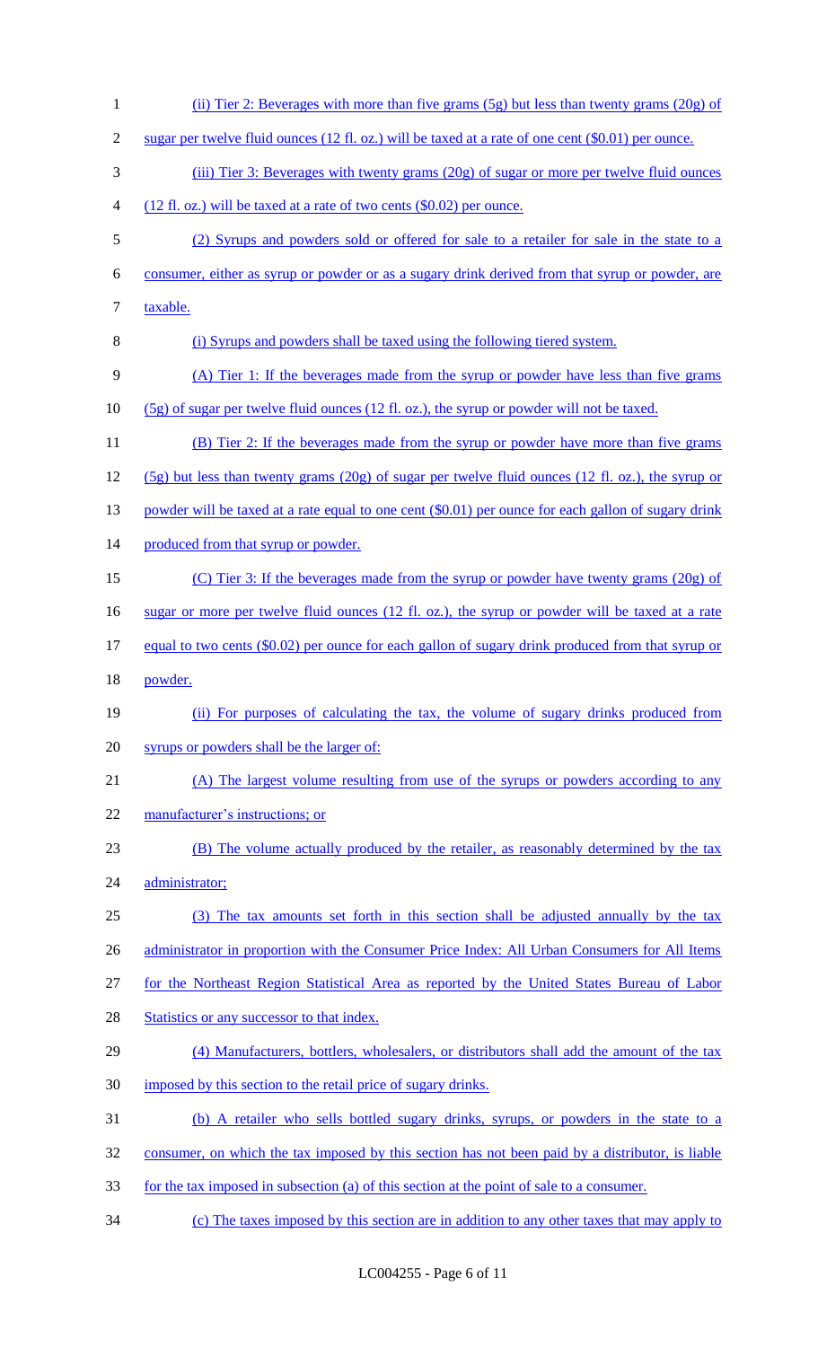(ii) Tier 2: Beverages with more than five grams (5g) but less than twenty grams (20g) of sugar per twelve fluid ounces (12 fl. oz.) will be taxed at a rate of one cent ($0.01) per ounce.

(iii) Tier 3: Beverages with twenty grams (20g) of sugar or more per twelve fluid ounces (12 fl. oz.) will be taxed at a rate of two cents ($0.02) per ounce.

(2) Syrups and powders sold or offered for sale to a retailer for sale in the state to a consumer, either as syrup or powder or as a sugary drink derived from that syrup or powder, are taxable.

(i) Syrups and powders shall be taxed using the following tiered system.

(A) Tier 1: If the beverages made from the syrup or powder have less than five grams (5g) of sugar per twelve fluid ounces (12 fl. oz.), the syrup or powder will not be taxed.

(B) Tier 2: If the beverages made from the syrup or powder have more than five grams (5g) but less than twenty grams (20g) of sugar per twelve fluid ounces (12 fl. oz.), the syrup or powder will be taxed at a rate equal to one cent ($0.01) per ounce for each gallon of sugary drink produced from that syrup or powder.

(C) Tier 3: If the beverages made from the syrup or powder have twenty grams (20g) of sugar or more per twelve fluid ounces (12 fl. oz.), the syrup or powder will be taxed at a rate equal to two cents ($0.02) per ounce for each gallon of sugary drink produced from that syrup or powder.

(ii) For purposes of calculating the tax, the volume of sugary drinks produced from syrups or powders shall be the larger of:

(A) The largest volume resulting from use of the syrups or powders according to any manufacturer's instructions; or

(B) The volume actually produced by the retailer, as reasonably determined by the tax administrator;

(3) The tax amounts set forth in this section shall be adjusted annually by the tax administrator in proportion with the Consumer Price Index: All Urban Consumers for All Items for the Northeast Region Statistical Area as reported by the United States Bureau of Labor Statistics or any successor to that index.

(4) Manufacturers, bottlers, wholesalers, or distributors shall add the amount of the tax imposed by this section to the retail price of sugary drinks.

(b) A retailer who sells bottled sugary drinks, syrups, or powders in the state to a consumer, on which the tax imposed by this section has not been paid by a distributor, is liable for the tax imposed in subsection (a) of this section at the point of sale to a consumer.

(c) The taxes imposed by this section are in addition to any other taxes that may apply to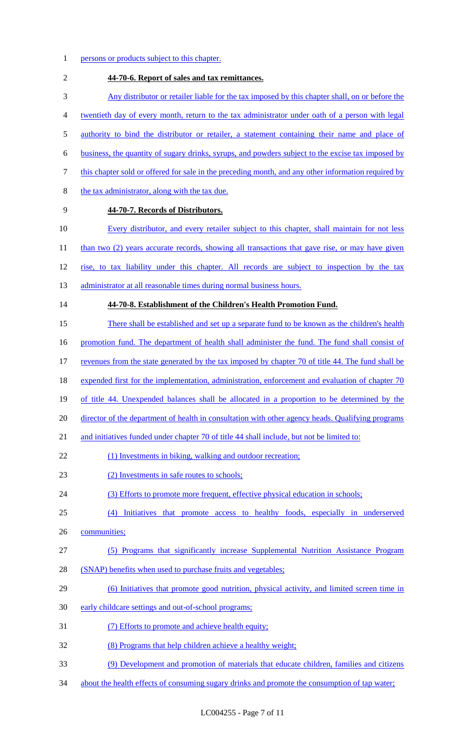persons or products subject to this chapter.

**44-70-6. Report of sales and tax remittances.**

Any distributor or retailer liable for the tax imposed by this chapter shall, on or before the twentieth day of every month, return to the tax administrator under oath of a person with legal authority to bind the distributor or retailer, a statement containing their name and place of business, the quantity of sugary drinks, syrups, and powders subject to the excise tax imposed by this chapter sold or offered for sale in the preceding month, and any other information required by the tax administrator, along with the tax due.

**44-70-7. Records of Distributors.**

Every distributor, and every retailer subject to this chapter, shall maintain for not less than two (2) years accurate records, showing all transactions that gave rise, or may have given rise, to tax liability under this chapter. All records are subject to inspection by the tax administrator at all reasonable times during normal business hours.

**44-70-8. Establishment of the Children's Health Promotion Fund.**

There shall be established and set up a separate fund to be known as the children's health promotion fund. The department of health shall administer the fund. The fund shall consist of revenues from the state generated by the tax imposed by chapter 70 of title 44. The fund shall be expended first for the implementation, administration, enforcement and evaluation of chapter 70 of title 44. Unexpended balances shall be allocated in a proportion to be determined by the director of the department of health in consultation with other agency heads. Qualifying programs and initiatives funded under chapter 70 of title 44 shall include, but not be limited to:

(1) Investments in biking, walking and outdoor recreation;

(2) Investments in safe routes to schools;

(3) Efforts to promote more frequent, effective physical education in schools;

(4) Initiatives that promote access to healthy foods, especially in underserved communities;

(5) Programs that significantly increase Supplemental Nutrition Assistance Program (SNAP) benefits when used to purchase fruits and vegetables;

(6) Initiatives that promote good nutrition, physical activity, and limited screen time in early childcare settings and out-of-school programs;

(7) Efforts to promote and achieve health equity;

(8) Programs that help children achieve a healthy weight;

(9) Development and promotion of materials that educate children, families and citizens about the health effects of consuming sugary drinks and promote the consumption of tap water;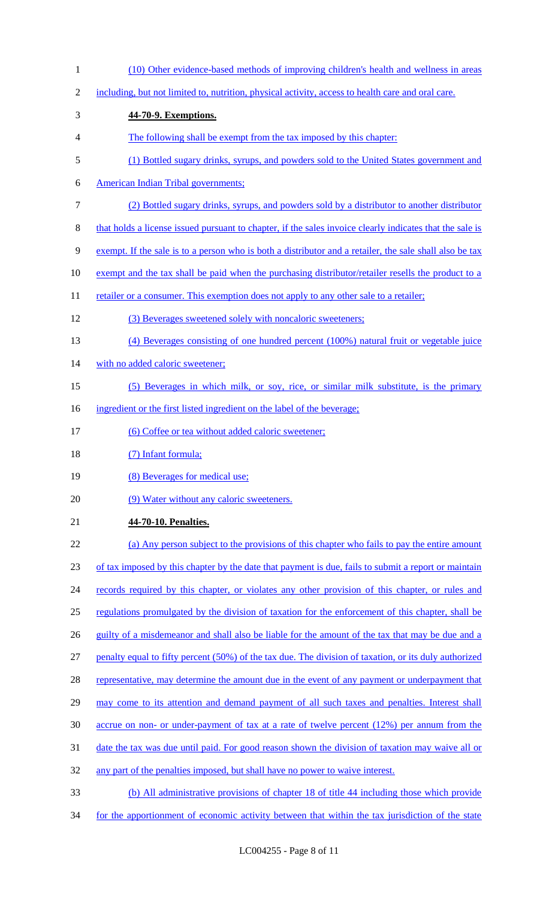(10) Other evidence-based methods of improving children's health and wellness in areas including, but not limited to, nutrition, physical activity, access to health care and oral care.

**44-70-9. Exemptions.**

The following shall be exempt from the tax imposed by this chapter:

(1) Bottled sugary drinks, syrups, and powders sold to the United States government and American Indian Tribal governments;

(2) Bottled sugary drinks, syrups, and powders sold by a distributor to another distributor that holds a license issued pursuant to chapter, if the sales invoice clearly indicates that the sale is exempt. If the sale is to a person who is both a distributor and a retailer, the sale shall also be tax exempt and the tax shall be paid when the purchasing distributor/retailer resells the product to a retailer or a consumer. This exemption does not apply to any other sale to a retailer;

(3) Beverages sweetened solely with noncaloric sweeteners;

(4) Beverages consisting of one hundred percent (100%) natural fruit or vegetable juice with no added caloric sweetener;

(5) Beverages in which milk, or soy, rice, or similar milk substitute, is the primary ingredient or the first listed ingredient on the label of the beverage;

(6) Coffee or tea without added caloric sweetener;

(7) Infant formula;

(8) Beverages for medical use;

(9) Water without any caloric sweeteners.

**44-70-10. Penalties.**

(a) Any person subject to the provisions of this chapter who fails to pay the entire amount of tax imposed by this chapter by the date that payment is due, fails to submit a report or maintain records required by this chapter, or violates any other provision of this chapter, or rules and regulations promulgated by the division of taxation for the enforcement of this chapter, shall be guilty of a misdemeanor and shall also be liable for the amount of the tax that may be due and a penalty equal to fifty percent (50%) of the tax due. The division of taxation, or its duly authorized representative, may determine the amount due in the event of any payment or underpayment that may come to its attention and demand payment of all such taxes and penalties. Interest shall accrue on non- or under-payment of tax at a rate of twelve percent (12%) per annum from the date the tax was due until paid. For good reason shown the division of taxation may waive all or any part of the penalties imposed, but shall have no power to waive interest.

(b) All administrative provisions of chapter 18 of title 44 including those which provide for the apportionment of economic activity between that within the tax jurisdiction of the state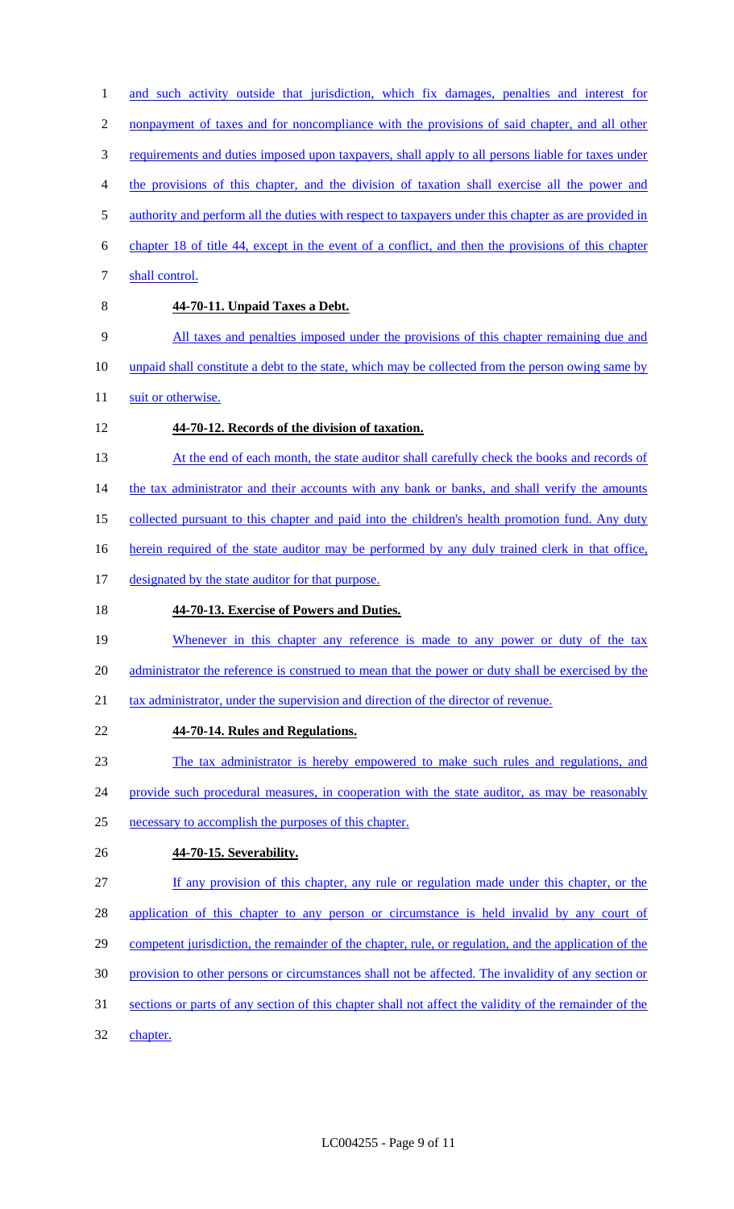and such activity outside that jurisdiction, which fix damages, penalties and interest for nonpayment of taxes and for noncompliance with the provisions of said chapter, and all other requirements and duties imposed upon taxpayers, shall apply to all persons liable for taxes under the provisions of this chapter, and the division of taxation shall exercise all the power and authority and perform all the duties with respect to taxpayers under this chapter as are provided in chapter 18 of title 44, except in the event of a conflict, and then the provisions of this chapter shall control.

**44-70-11. Unpaid Taxes a Debt.**

All taxes and penalties imposed under the provisions of this chapter remaining due and unpaid shall constitute a debt to the state, which may be collected from the person owing same by suit or otherwise.

**44-70-12. Records of the division of taxation.**

At the end of each month, the state auditor shall carefully check the books and records of the tax administrator and their accounts with any bank or banks, and shall verify the amounts collected pursuant to this chapter and paid into the children's health promotion fund. Any duty herein required of the state auditor may be performed by any duly trained clerk in that office, designated by the state auditor for that purpose.

**44-70-13. Exercise of Powers and Duties.**

Whenever in this chapter any reference is made to any power or duty of the tax administrator the reference is construed to mean that the power or duty shall be exercised by the tax administrator, under the supervision and direction of the director of revenue.

**44-70-14. Rules and Regulations.**

The tax administrator is hereby empowered to make such rules and regulations, and provide such procedural measures, in cooperation with the state auditor, as may be reasonably necessary to accomplish the purposes of this chapter.

**44-70-15. Severability.**

If any provision of this chapter, any rule or regulation made under this chapter, or the application of this chapter to any person or circumstance is held invalid by any court of competent jurisdiction, the remainder of the chapter, rule, or regulation, and the application of the provision to other persons or circumstances shall not be affected. The invalidity of any section or sections or parts of any section of this chapter shall not affect the validity of the remainder of the chapter.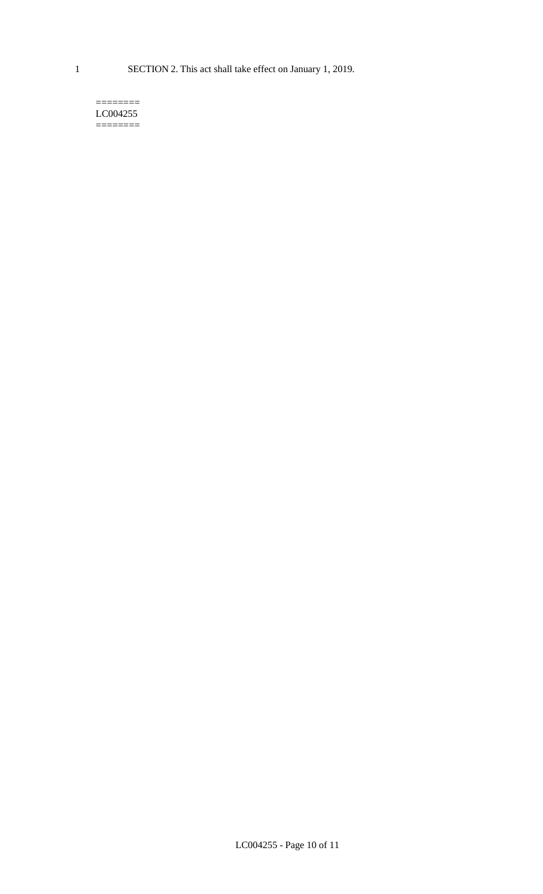SECTION 2. This act shall take effect on January 1, 2019.

========
LC004255
========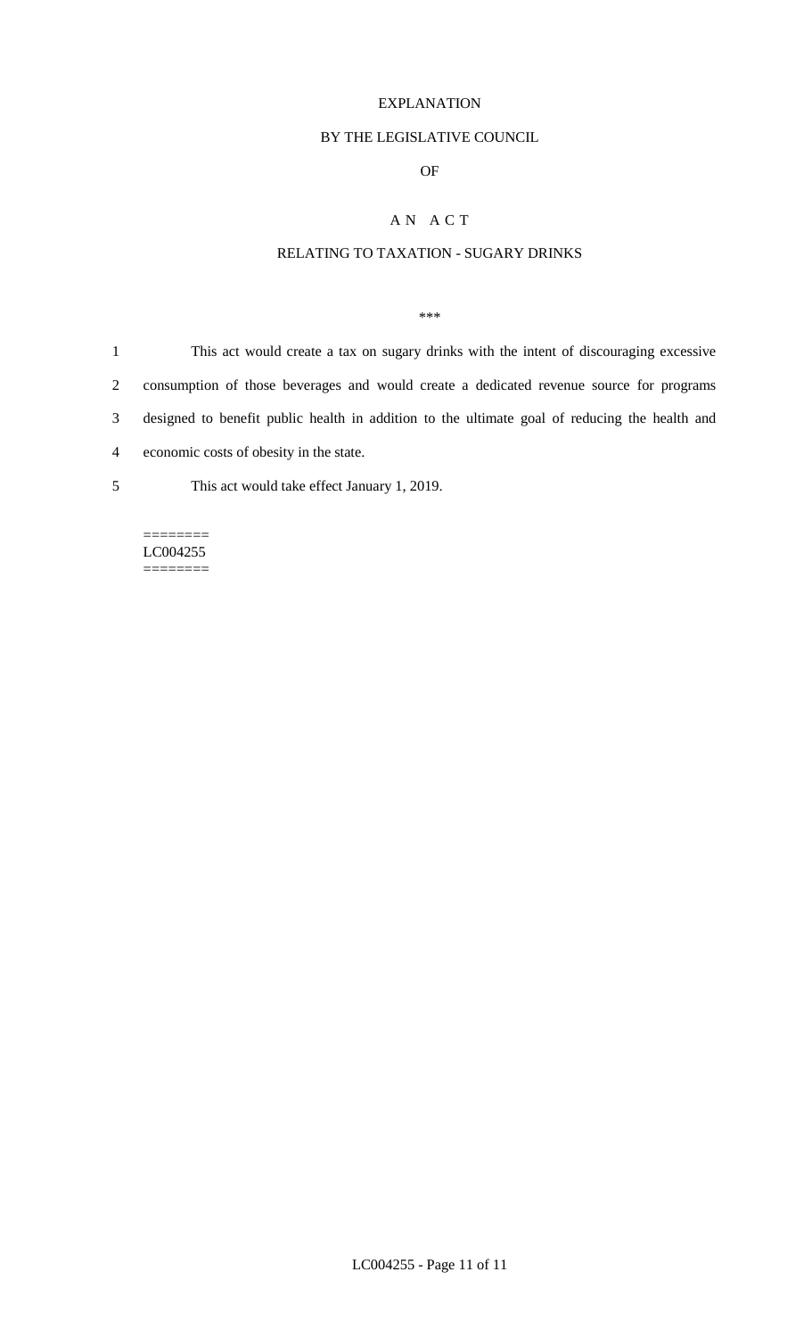EXPLANATION

BY THE LEGISLATIVE COUNCIL

OF

A N A C T

RELATING TO TAXATION - SUGARY DRINKS

\*\*\*

1 This act would create a tax on sugary drinks with the intent of discouraging excessive
2 consumption of those beverages and would create a dedicated revenue source for programs
3 designed to benefit public health in addition to the ultimate goal of reducing the health and
4 economic costs of obesity in the state.

5 This act would take effect January 1, 2019.

========
LC004255
========